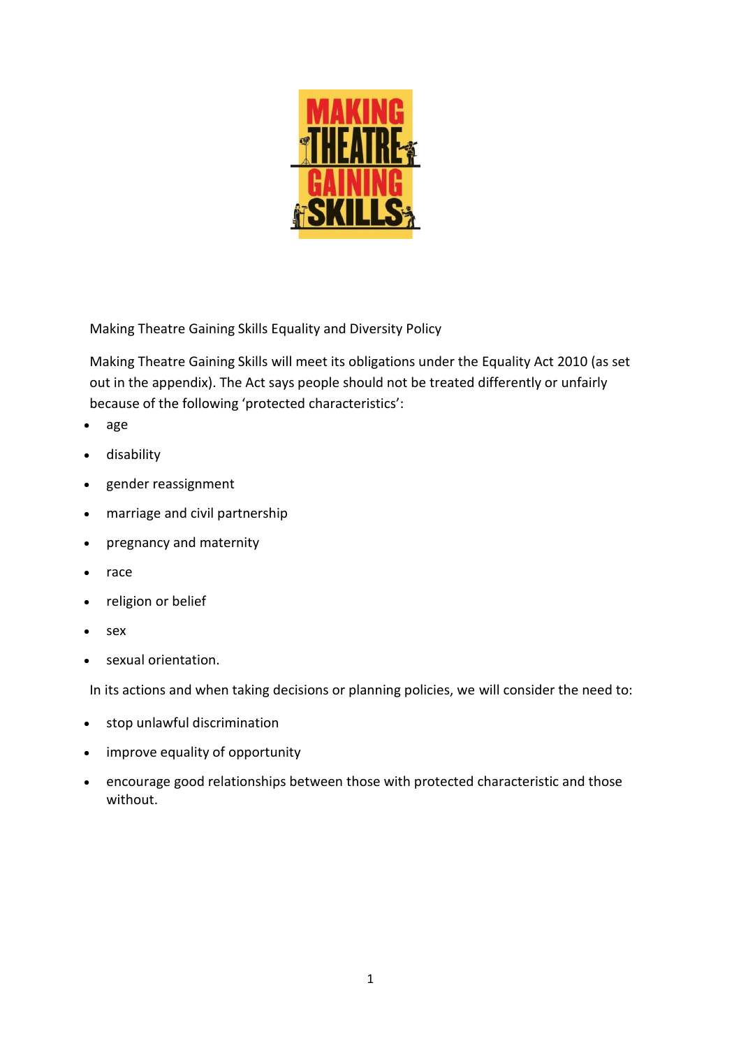Making Theatre Gaining Skills Equality and Diversity Policy

Making Theatre Gaining Skills will meet its obligations under the Equality Act 2010 (as set out in the appendix). The Act says people should not be treated differently or unfairly because of the following 'protected characteristics':

- age
- disability
- gender reassignment
- marriage and civil partnership
- pregnancy and maternity
- race
- religion or belief
- sex
- sexual orientation.

In its actions and when taking decisions or planning policies, we will consider the need to:

- stop unlawful discrimination
- improve equality of opportunity
- encourage good relationships between those with protected characteristic and those without.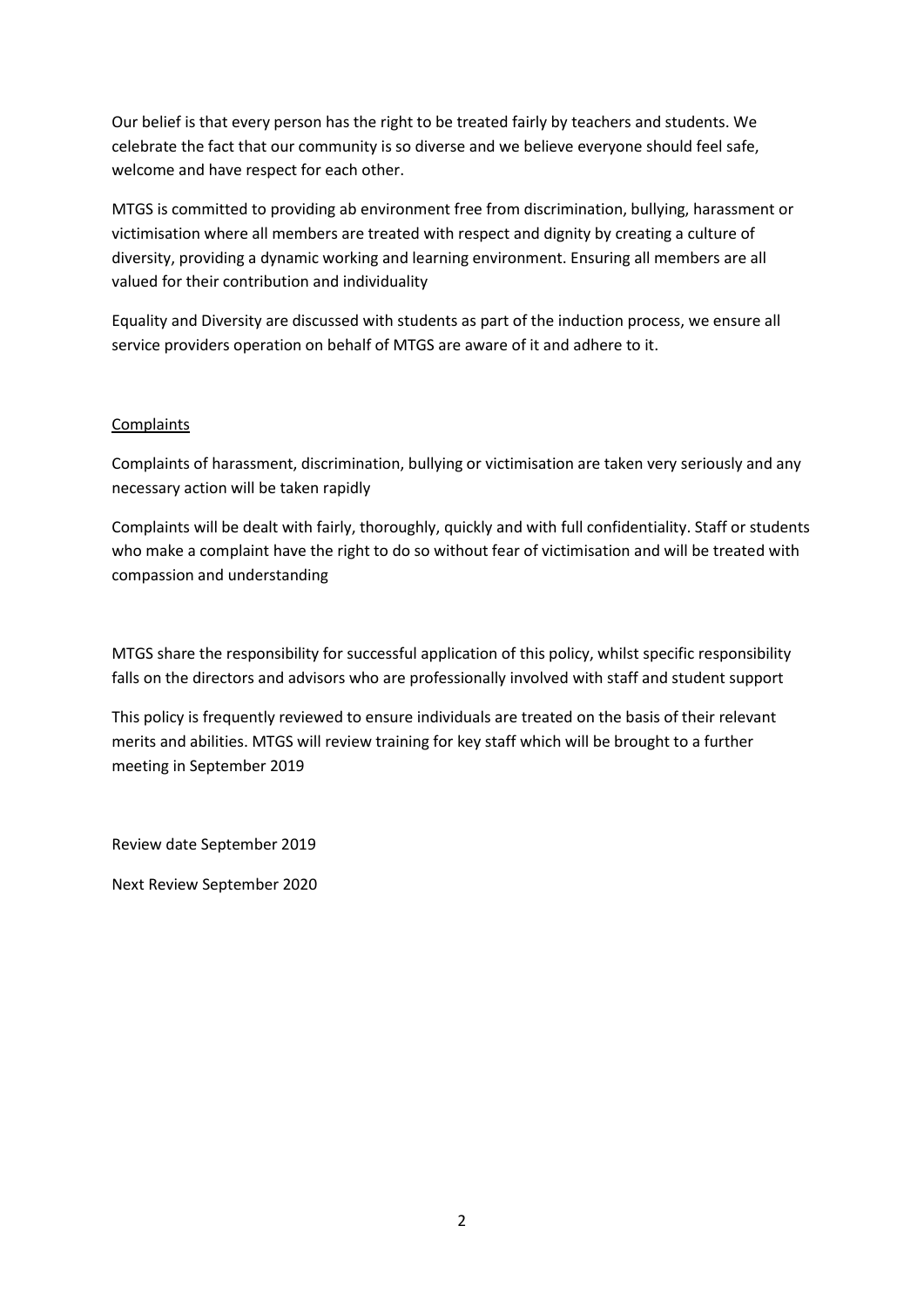Our belief is that every person has the right to be treated fairly by teachers and students. We celebrate the fact that our community is so diverse and we believe everyone should feel safe, welcome and have respect for each other.

MTGS is committed to providing ab environment free from discrimination, bullying, harassment or victimisation where all members are treated with respect and dignity by creating a culture of diversity, providing a dynamic working and learning environment. Ensuring all members are all valued for their contribution and individuality

Equality and Diversity are discussed with students as part of the induction process, we ensure all service providers operation on behalf of MTGS are aware of it and adhere to it.

<u>Complaints</u>

Complaints of harassment, discrimination, bullying or victimisation are taken very seriously and any necessary action will be taken rapidly

Complaints will be dealt with fairly, thoroughly, quickly and with full confidentiality. Staff or students who make a complaint have the right to do so without fear of victimisation and will be treated with compassion and understanding

MTGS share the responsibility for successful application of this policy, whilst specific responsibility falls on the directors and advisors who are professionally involved with staff and student support

This policy is frequently reviewed to ensure individuals are treated on the basis of their relevant merits and abilities. MTGS will review training for key staff which will be brought to a further meeting in September 2019

Review date September 2019

Next Review September 2020